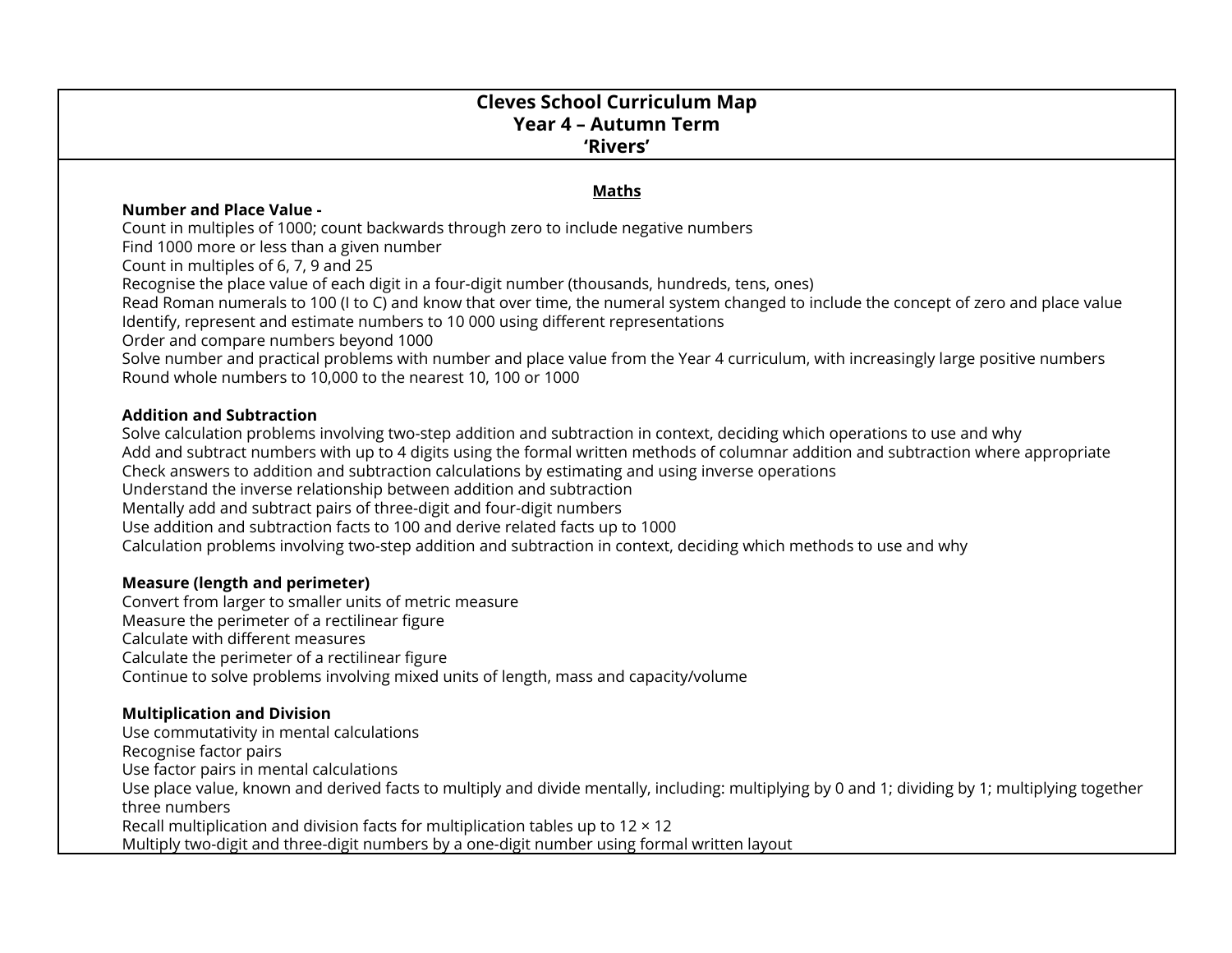# Cleves School Curriculum Map
## Year 4 – Autumn Term
## ‘Rivers’

### Maths

**Number and Place Value -**

Count in multiples of 1000; count backwards through zero to include negative numbers
Find 1000 more or less than a given number
Count in multiples of 6, 7, 9 and 25
Recognise the place value of each digit in a four-digit number (thousands, hundreds, tens, ones)
Read Roman numerals to 100 (I to C) and know that over time, the numeral system changed to include the concept of zero and place value
Identify, represent and estimate numbers to 10 000 using different representations
Order and compare numbers beyond 1000
Solve number and practical problems with number and place value from the Year 4 curriculum, with increasingly large positive numbers
Round whole numbers to 10,000 to the nearest 10, 100 or 1000

**Addition and Subtraction**

Solve calculation problems involving two-step addition and subtraction in context, deciding which operations to use and why
Add and subtract numbers with up to 4 digits using the formal written methods of columnar addition and subtraction where appropriate
Check answers to addition and subtraction calculations by estimating and using inverse operations
Understand the inverse relationship between addition and subtraction
Mentally add and subtract pairs of three-digit and four-digit numbers
Use addition and subtraction facts to 100 and derive related facts up to 1000
Calculation problems involving two-step addition and subtraction in context, deciding which methods to use and why

**Measure (length and perimeter)**

Convert from larger to smaller units of metric measure
Measure the perimeter of a rectilinear figure
Calculate with different measures
Calculate the perimeter of a rectilinear figure
Continue to solve problems involving mixed units of length, mass and capacity/volume

**Multiplication and Division**

Use commutativity in mental calculations
Recognise factor pairs
Use factor pairs in mental calculations
Use place value, known and derived facts to multiply and divide mentally, including: multiplying by 0 and 1; dividing by 1; multiplying together three numbers
Recall multiplication and division facts for multiplication tables up to 12 × 12
Multiply two-digit and three-digit numbers by a one-digit number using formal written layout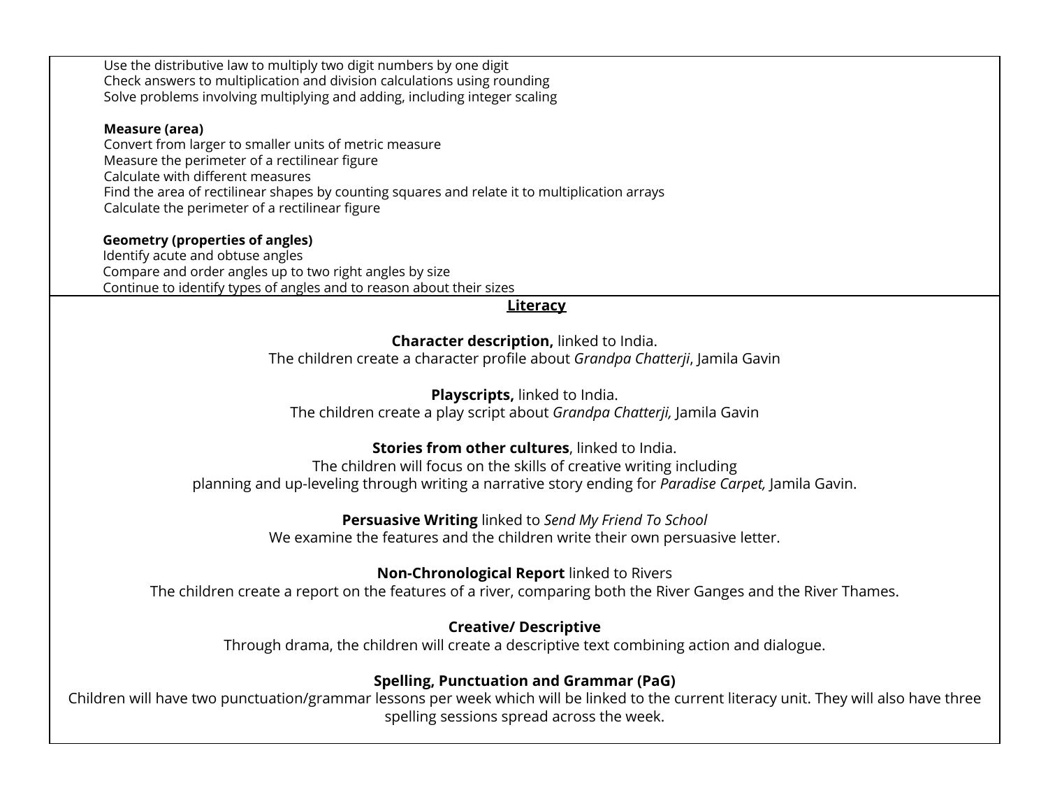Use the distributive law to multiply two digit numbers by one digit
Check answers to multiplication and division calculations using rounding
Solve problems involving multiplying and adding, including integer scaling

**Measure (area)**
Convert from larger to smaller units of metric measure
Measure the perimeter of a rectilinear figure
Calculate with different measures
Find the area of rectilinear shapes by counting squares and relate it to multiplication arrays
Calculate the perimeter of a rectilinear figure

**Geometry (properties of angles)**
Identify acute and obtuse angles
Compare and order angles up to two right angles by size
Continue to identify types of angles and to reason about their sizes

## Literacy

**Character description,** linked to India.
The children create a character profile about *Grandpa Chatterji*, Jamila Gavin

**Playscripts,** linked to India.
The children create a play script about *Grandpa Chatterji,* Jamila Gavin

**Stories from other cultures**, linked to India.
The children will focus on the skills of creative writing including planning and up-leveling through writing a narrative story ending for *Paradise Carpet,* Jamila Gavin.

**Persuasive Writing** linked to *Send My Friend To School*
We examine the features and the children write their own persuasive letter.

**Non-Chronological Report** linked to Rivers
The children create a report on the features of a river, comparing both the River Ganges and the River Thames.

**Creative/ Descriptive**
Through drama, the children will create a descriptive text combining action and dialogue.

**Spelling, Punctuation and Grammar (PaG)**
Children will have two punctuation/grammar lessons per week which will be linked to the current literacy unit. They will also have three spelling sessions spread across the week.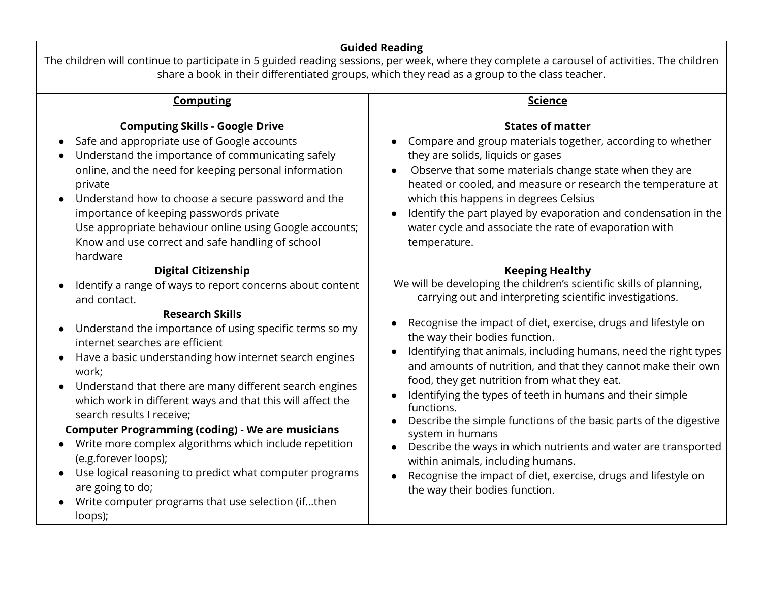## Guided Reading

The children will continue to participate in 5 guided reading sessions, per week, where they complete a carousel of activities. The children share a book in their differentiated groups, which they read as a group to the class teacher.

## Computing

### Computing Skills - Google Drive

- Safe and appropriate use of Google accounts
- Understand the importance of communicating safely online, and the need for keeping personal information private
- Understand how to choose a secure password and the importance of keeping passwords private
  Use appropriate behaviour online using Google accounts;
  Know and use correct and safe handling of school hardware

### Digital Citizenship

- Identify a range of ways to report concerns about content and contact.

### Research Skills

- Understand the importance of using specific terms so my internet searches are efficient
- Have a basic understanding how internet search engines work;
- Understand that there are many different search engines which work in different ways and that this will affect the search results I receive;

### Computer Programming (coding) - We are musicians

- Write more complex algorithms which include repetition (e.g.forever loops);
- Use logical reasoning to predict what computer programs are going to do;
- Write computer programs that use selection (if...then loops);

## Science

### States of matter

- Compare and group materials together, according to whether they are solids, liquids or gases
- Observe that some materials change state when they are heated or cooled, and measure or research the temperature at which this happens in degrees Celsius
- Identify the part played by evaporation and condensation in the water cycle and associate the rate of evaporation with temperature.

### Keeping Healthy

We will be developing the children's scientific skills of planning, carrying out and interpreting scientific investigations.

- Recognise the impact of diet, exercise, drugs and lifestyle on the way their bodies function.
- Identifying that animals, including humans, need the right types and amounts of nutrition, and that they cannot make their own food, they get nutrition from what they eat.
- Identifying the types of teeth in humans and their simple functions.
- Describe the simple functions of the basic parts of the digestive system in humans
- Describe the ways in which nutrients and water are transported within animals, including humans.
- Recognise the impact of diet, exercise, drugs and lifestyle on the way their bodies function.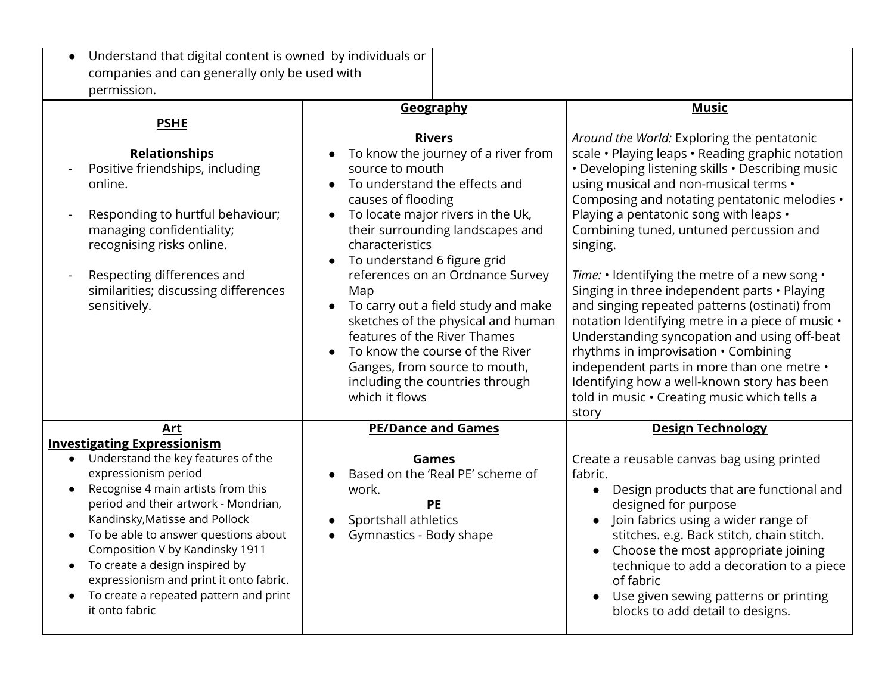| | |
|---|---|
| ● Understand that digital content is owned by individuals or companies and can generally only be used with permission. | |

| **PSHE** | **Geography** | **Music** |
|---|---|---|
| **Relationships**<br>- Positive friendships, including online.<br><br>- Responding to hurtful behaviour; managing confidentiality; recognising risks online.<br><br>- Respecting differences and similarities; discussing differences sensitively. | **Rivers**<br>● To know the journey of a river from source to mouth<br>● To understand the effects and causes of flooding<br>● To locate major rivers in the Uk, their surrounding landscapes and characteristics<br>● To understand 6 figure grid references on an Ordnance Survey Map<br>● To carry out a field study and make sketches of the physical and human features of the River Thames<br>● To know the course of the River Ganges, from source to mouth, including the countries through which it flows | *Around the World:* Exploring the pentatonic scale • Playing leaps • Reading graphic notation • Developing listening skills • Describing music using musical and non-musical terms • Composing and notating pentatonic melodies • Playing a pentatonic song with leaps • Combining tuned, untuned percussion and singing.<br><br>*Time:* • Identifying the metre of a new song • Singing in three independent parts • Playing and singing repeated patterns (ostinati) from notation Identifying metre in a piece of music • Understanding syncopation and using off-beat rhythms in improvisation • Combining independent parts in more than one metre • Identifying how a well-known story has been told in music • Creating music which tells a story |
| **Art**<br>**Investigating Expressionism**<br>● Understand the key features of the expressionism period<br>● Recognise 4 main artists from this period and their artwork - Mondrian, Kandinsky,Matisse and Pollock<br>● To be able to answer questions about Composition V by Kandinsky 1911<br>● To create a design inspired by expressionism and print it onto fabric.<br>● To create a repeated pattern and print it onto fabric | **PE/Dance and Games**<br><br>**Games**<br>● Based on the 'Real PE' scheme of work.<br>**PE**<br>● Sportshall athletics<br>● Gymnastics - Body shape | **Design Technology**<br><br>Create a reusable canvas bag using printed fabric.<br>● Design products that are functional and designed for purpose<br>● Join fabrics using a wider range of stitches. e.g. Back stitch, chain stitch.<br>● Choose the most appropriate joining technique to add a decoration to a piece of fabric<br>● Use given sewing patterns or printing blocks to add detail to designs. |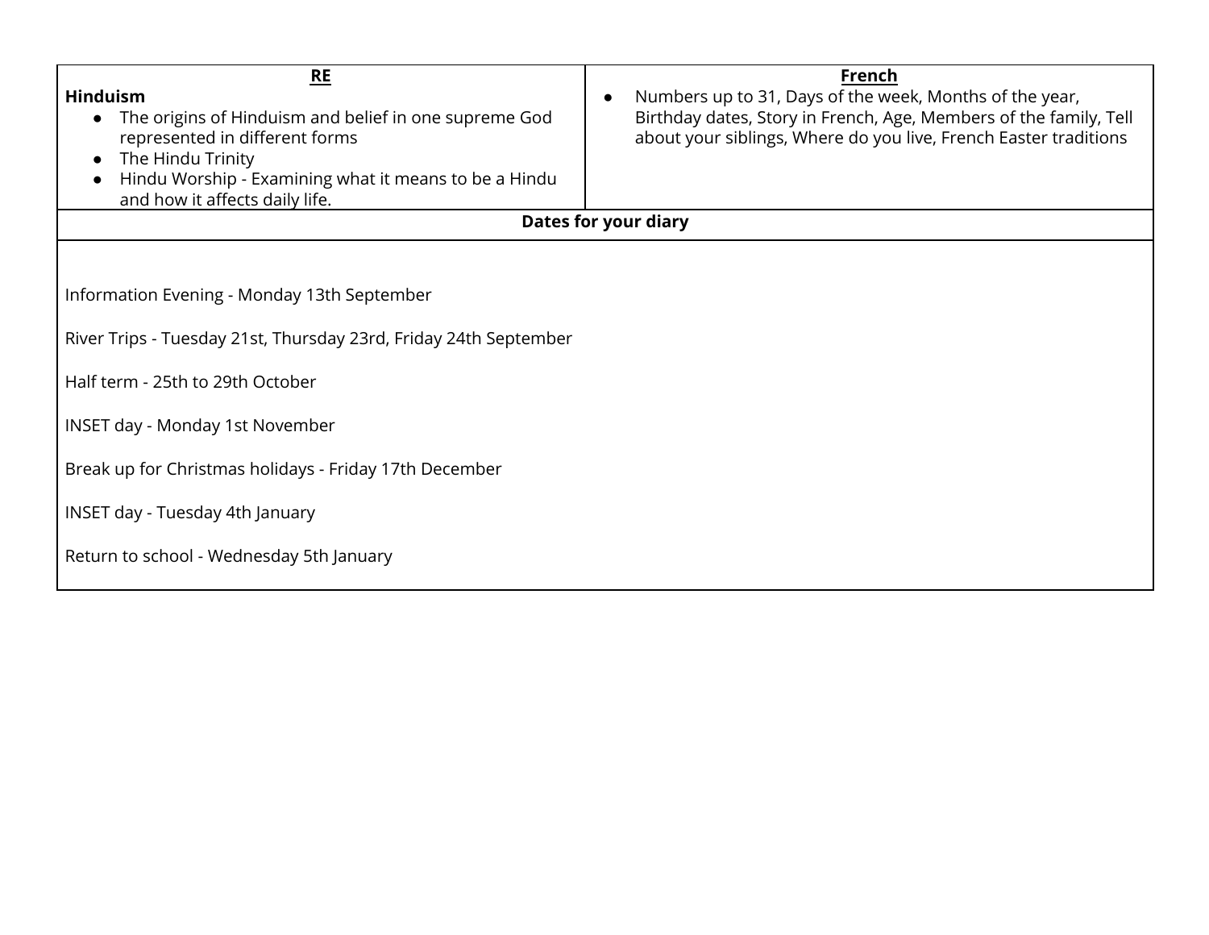| RE | French |
| --- | --- |
| **Hinduism**<br>• The origins of Hinduism and belief in one supreme God represented in different forms<br>• The Hindu Trinity<br>• Hindu Worship - Examining what it means to be a Hindu and how it affects daily life. | • Numbers up to 31, Days of the week, Months of the year, Birthday dates, Story in French, Age, Members of the family, Tell about your siblings, Where do you live, French Easter traditions |

**Dates for your diary**

Information Evening - Monday 13th September

River Trips - Tuesday 21st, Thursday 23rd, Friday 24th September

Half term - 25th to 29th October

INSET day - Monday 1st November

Break up for Christmas holidays - Friday 17th December

INSET day - Tuesday 4th January

Return to school - Wednesday 5th January